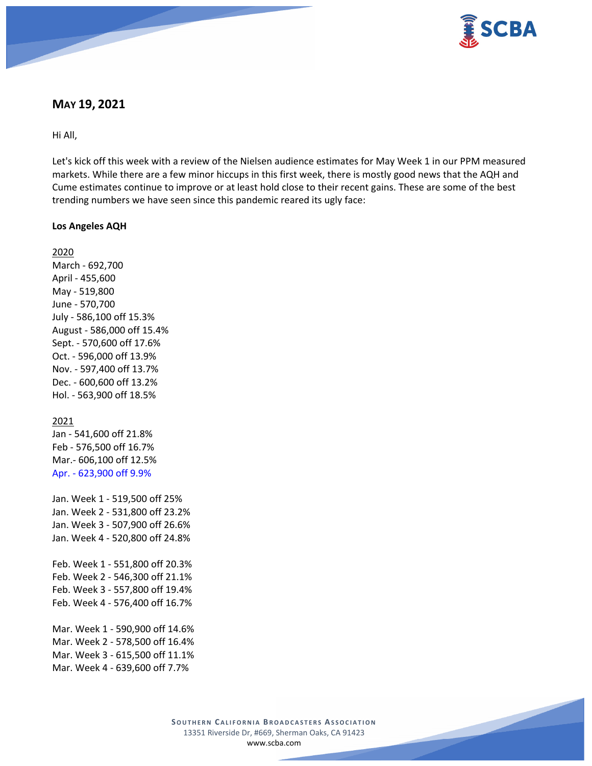## May 19, 2021

Hi All,

Let's kick off this week with a review of the Nielsen audience estimates for May Week 1 in our PPM measured markets. While there are a few minor hiccups in this first week, there is mostly good news that the AQH and Cume estimates continue to improve or at least hold close to their recent gains. These are some of the best trending numbers we have seen since this pandemic reared its ugly face:

**Los Angeles AQH**

2020
March - 692,700
April - 455,600
May - 519,800
June - 570,700
July - 586,100 off 15.3%
August - 586,000 off 15.4%
Sept. - 570,600 off 17.6%
Oct. - 596,000 off 13.9%
Nov. - 597,400 off 13.7%
Dec. - 600,600 off 13.2%
Hol. - 563,900 off 18.5%

2021
Jan - 541,600 off 21.8%
Feb - 576,500 off 16.7%
Mar.- 606,100 off 12.5%
Apr. - 623,900 off 9.9%

Jan. Week 1 - 519,500 off 25%
Jan. Week 2 - 531,800 off 23.2%
Jan. Week 3 - 507,900 off 26.6%
Jan. Week 4 - 520,800 off 24.8%

Feb. Week 1 - 551,800 off 20.3%
Feb. Week 2 - 546,300 off 21.1%
Feb. Week 3 - 557,800 off 19.4%
Feb. Week 4 - 576,400 off 16.7%

Mar. Week 1 - 590,900 off 14.6%
Mar. Week 2 - 578,500 off 16.4%
Mar. Week 3 - 615,500 off 11.1%
Mar. Week 4 - 639,600 off 7.7%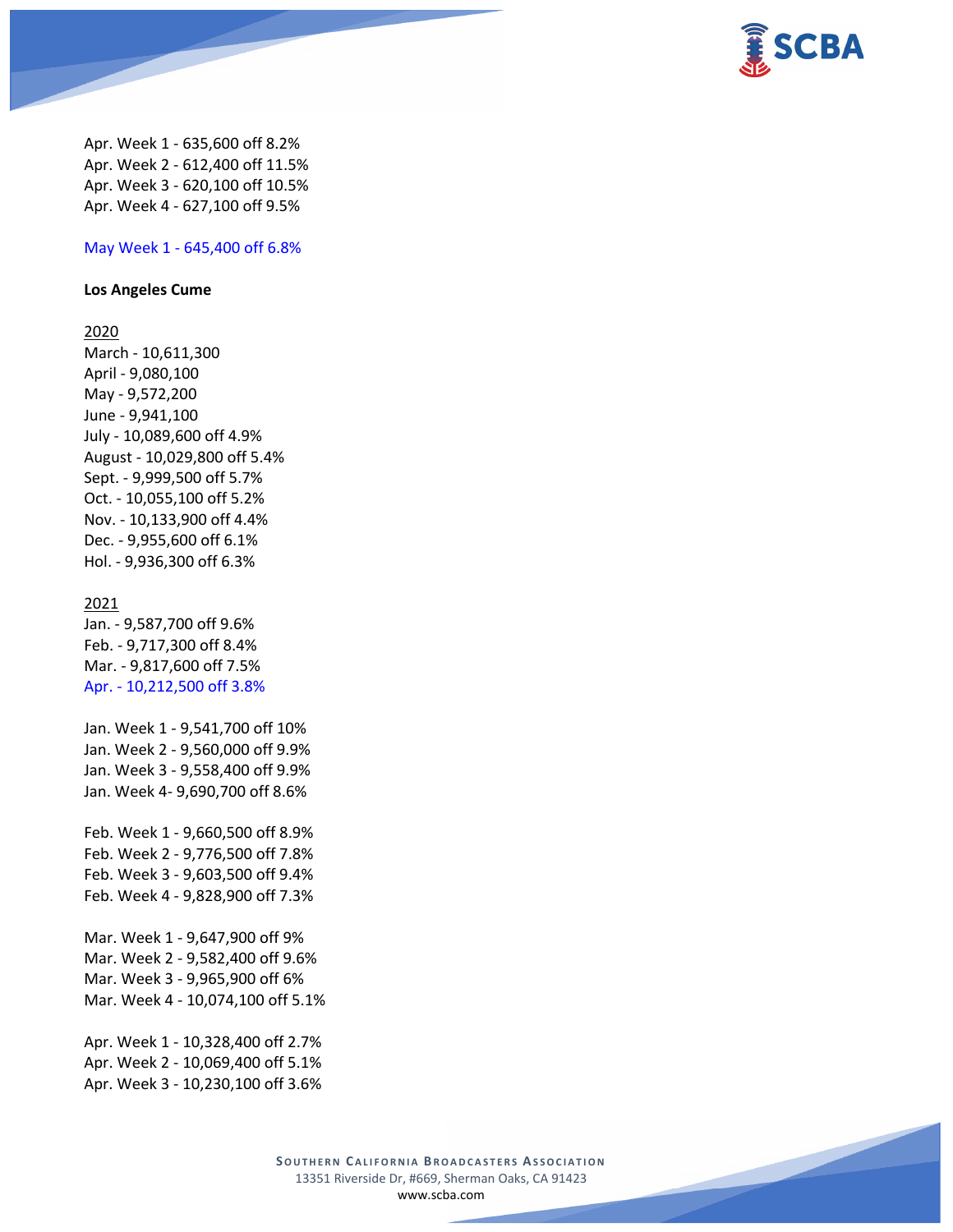Apr. Week 1 - 635,600 off 8.2%
Apr. Week 2 - 612,400 off 11.5%
Apr. Week 3 - 620,100 off 10.5%
Apr. Week 4 - 627,100 off 9.5%

May Week 1 - 645,400 off 6.8%

**Los Angeles Cume**

2020
March - 10,611,300
April - 9,080,100
May - 9,572,200
June - 9,941,100
July - 10,089,600 off 4.9%
August - 10,029,800 off 5.4%
Sept. - 9,999,500 off 5.7%
Oct. - 10,055,100 off 5.2%
Nov. - 10,133,900 off 4.4%
Dec. - 9,955,600 off 6.1%
Hol. - 9,936,300 off 6.3%

2021
Jan. - 9,587,700 off 9.6%
Feb. - 9,717,300 off 8.4%
Mar. - 9,817,600 off 7.5%
Apr. - 10,212,500 off 3.8%

Jan. Week 1 - 9,541,700 off 10%
Jan. Week 2 - 9,560,000 off 9.9%
Jan. Week 3 - 9,558,400 off 9.9%
Jan. Week 4- 9,690,700 off 8.6%

Feb. Week 1 - 9,660,500 off 8.9%
Feb. Week 2 - 9,776,500 off 7.8%
Feb. Week 3 - 9,603,500 off 9.4%
Feb. Week 4 - 9,828,900 off 7.3%

Mar. Week 1 - 9,647,900 off 9%
Mar. Week 2 - 9,582,400 off 9.6%
Mar. Week 3 - 9,965,900 off 6%
Mar. Week 4 - 10,074,100 off 5.1%

Apr. Week 1 - 10,328,400 off 2.7%
Apr. Week 2 - 10,069,400 off 5.1%
Apr. Week 3 - 10,230,100 off 3.6%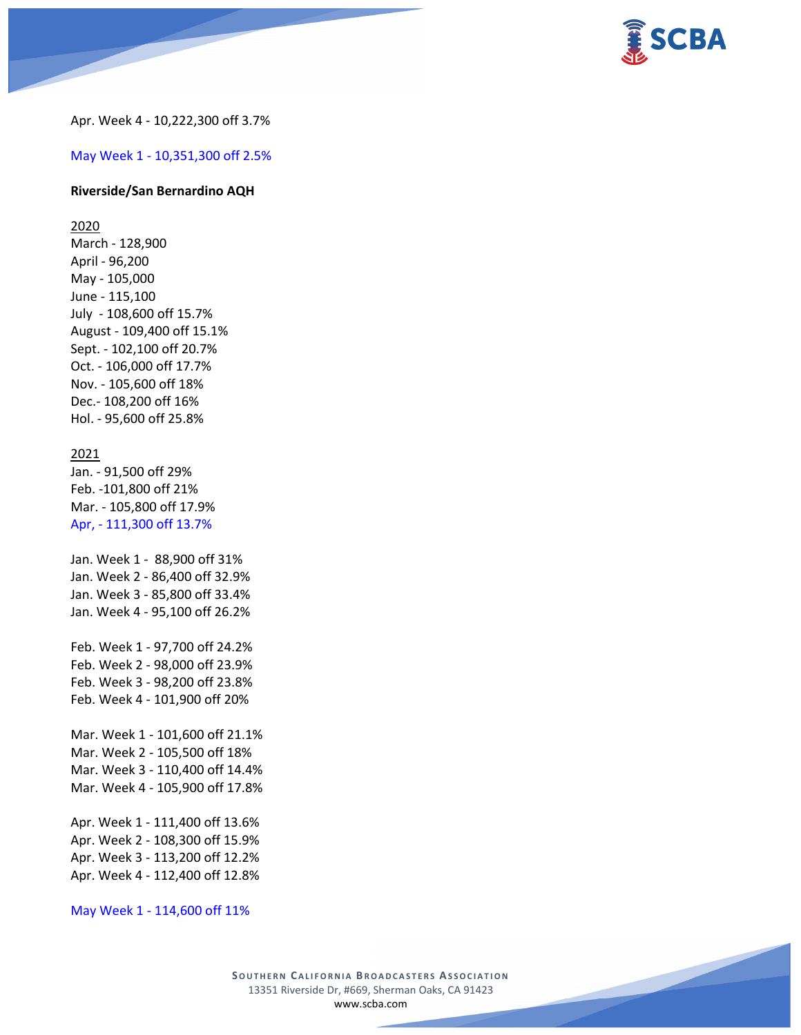Apr. Week 4 - 10,222,300 off 3.7%

May Week 1 - 10,351,300 off 2.5%

**Riverside/San Bernardino AQH**

2020
March - 128,900
April - 96,200
May - 105,000
June - 115,100
July - 108,600 off 15.7%
August - 109,400 off 15.1%
Sept. - 102,100 off 20.7%
Oct. - 106,000 off 17.7%
Nov. - 105,600 off 18%
Dec.- 108,200 off 16%
Hol. - 95,600 off 25.8%

2021
Jan. - 91,500 off 29%
Feb. -101,800 off 21%
Mar. - 105,800 off 17.9%
Apr, - 111,300 off 13.7%

Jan. Week 1 - 88,900 off 31%
Jan. Week 2 - 86,400 off 32.9%
Jan. Week 3 - 85,800 off 33.4%
Jan. Week 4 - 95,100 off 26.2%

Feb. Week 1 - 97,700 off 24.2%
Feb. Week 2 - 98,000 off 23.9%
Feb. Week 3 - 98,200 off 23.8%
Feb. Week 4 - 101,900 off 20%

Mar. Week 1 - 101,600 off 21.1%
Mar. Week 2 - 105,500 off 18%
Mar. Week 3 - 110,400 off 14.4%
Mar. Week 4 - 105,900 off 17.8%

Apr. Week 1 - 111,400 off 13.6%
Apr. Week 2 - 108,300 off 15.9%
Apr. Week 3 - 113,200 off 12.2%
Apr. Week 4 - 112,400 off 12.8%

May Week 1 - 114,600 off 11%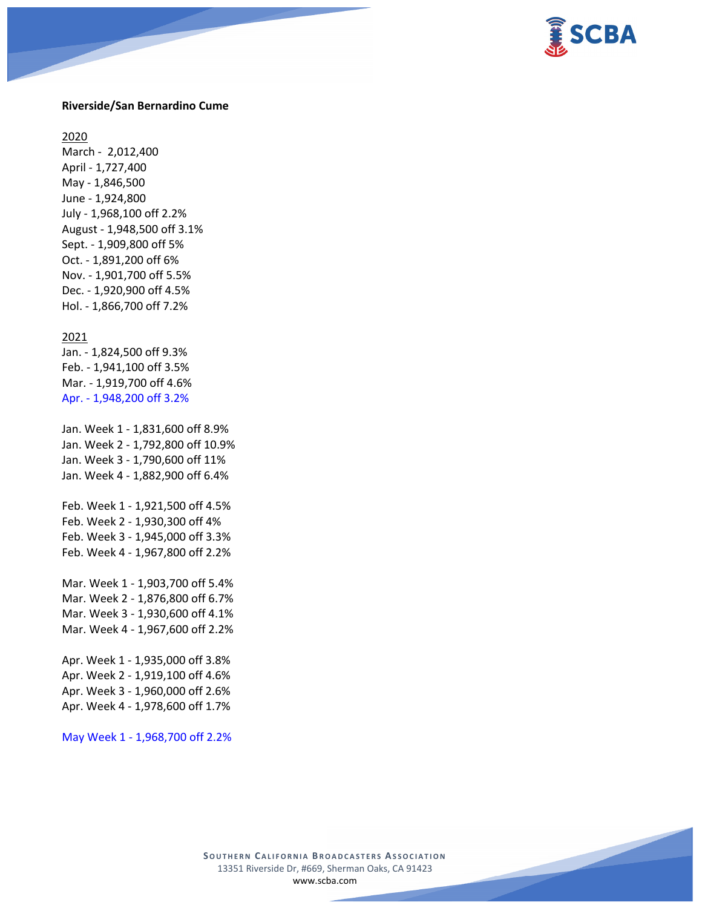**Riverside/San Bernardino Cume**

2020

March - 2,012,400
April - 1,727,400
May - 1,846,500
June - 1,924,800
July - 1,968,100 off 2.2%
August - 1,948,500 off 3.1%
Sept. - 1,909,800 off 5%
Oct. - 1,891,200 off 6%
Nov. - 1,901,700 off 5.5%
Dec. - 1,920,900 off 4.5%
Hol. - 1,866,700 off 7.2%

2021

Jan. - 1,824,500 off 9.3%
Feb. - 1,941,100 off 3.5%
Mar. - 1,919,700 off 4.6%
Apr. - 1,948,200 off 3.2%

Jan. Week 1 - 1,831,600 off 8.9%
Jan. Week 2 - 1,792,800 off 10.9%
Jan. Week 3 - 1,790,600 off 11%
Jan. Week 4 - 1,882,900 off 6.4%

Feb. Week 1 - 1,921,500 off 4.5%
Feb. Week 2 - 1,930,300 off 4%
Feb. Week 3 - 1,945,000 off 3.3%
Feb. Week 4 - 1,967,800 off 2.2%

Mar. Week 1 - 1,903,700 off 5.4%
Mar. Week 2 - 1,876,800 off 6.7%
Mar. Week 3 - 1,930,600 off 4.1%
Mar. Week 4 - 1,967,600 off 2.2%

Apr. Week 1 - 1,935,000 off 3.8%
Apr. Week 2 - 1,919,100 off 4.6%
Apr. Week 3 - 1,960,000 off 2.6%
Apr. Week 4 - 1,978,600 off 1.7%

May Week 1 - 1,968,700 off 2.2%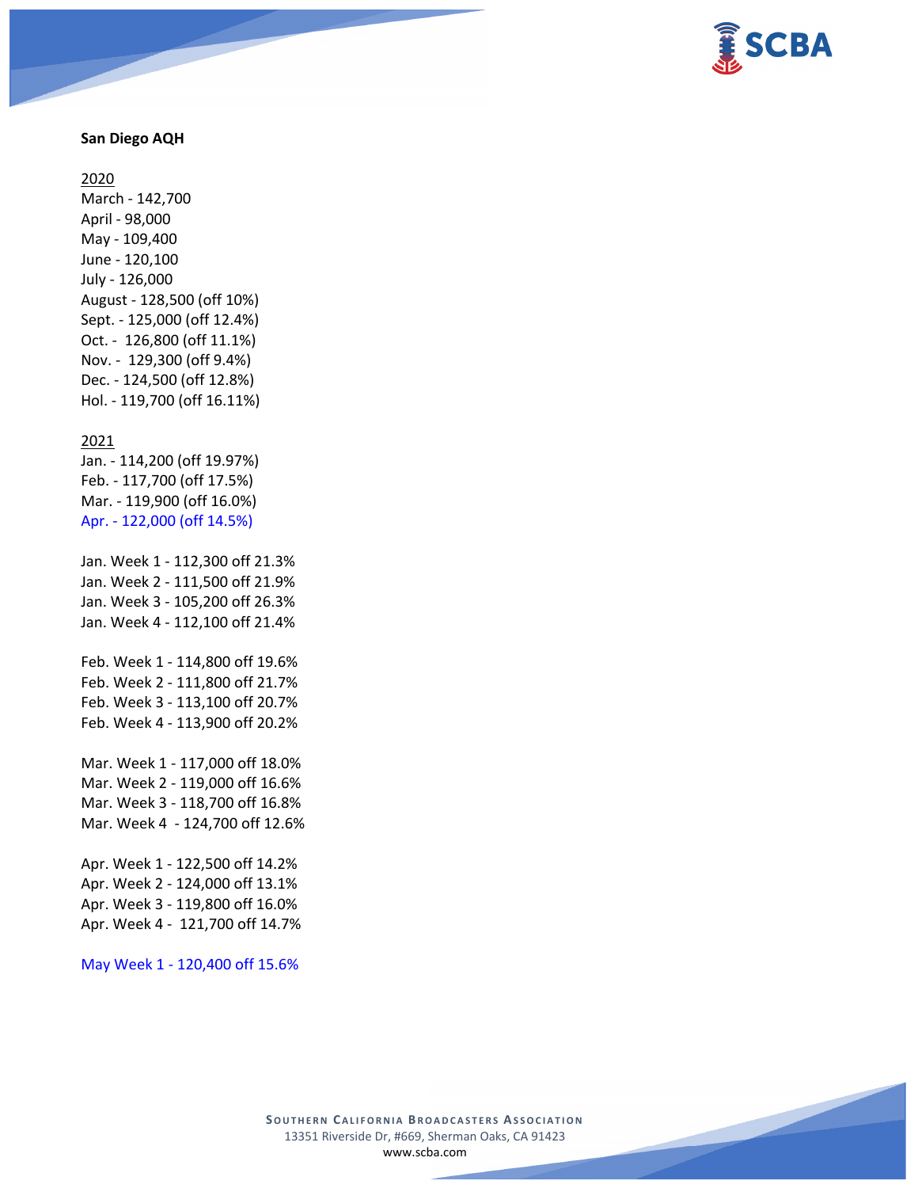**San Diego AQH**

2020

March - 142,700
April - 98,000
May - 109,400
June - 120,100
July - 126,000
August - 128,500 (off 10%)
Sept. - 125,000 (off 12.4%)
Oct. - 126,800 (off 11.1%)
Nov. - 129,300 (off 9.4%)
Dec. - 124,500 (off 12.8%)
Hol. - 119,700 (off 16.11%)

2021

Jan. - 114,200 (off 19.97%)
Feb. - 117,700 (off 17.5%)
Mar. - 119,900 (off 16.0%)
Apr. - 122,000 (off 14.5%)

Jan. Week 1 - 112,300 off 21.3%
Jan. Week 2 - 111,500 off 21.9%
Jan. Week 3 - 105,200 off 26.3%
Jan. Week 4 - 112,100 off 21.4%

Feb. Week 1 - 114,800 off 19.6%
Feb. Week 2 - 111,800 off 21.7%
Feb. Week 3 - 113,100 off 20.7%
Feb. Week 4 - 113,900 off 20.2%

Mar. Week 1 - 117,000 off 18.0%
Mar. Week 2 - 119,000 off 16.6%
Mar. Week 3 - 118,700 off 16.8%
Mar. Week 4 - 124,700 off 12.6%

Apr. Week 1 - 122,500 off 14.2%
Apr. Week 2 - 124,000 off 13.1%
Apr. Week 3 - 119,800 off 16.0%
Apr. Week 4 - 121,700 off 14.7%

May Week 1 - 120,400 off 15.6%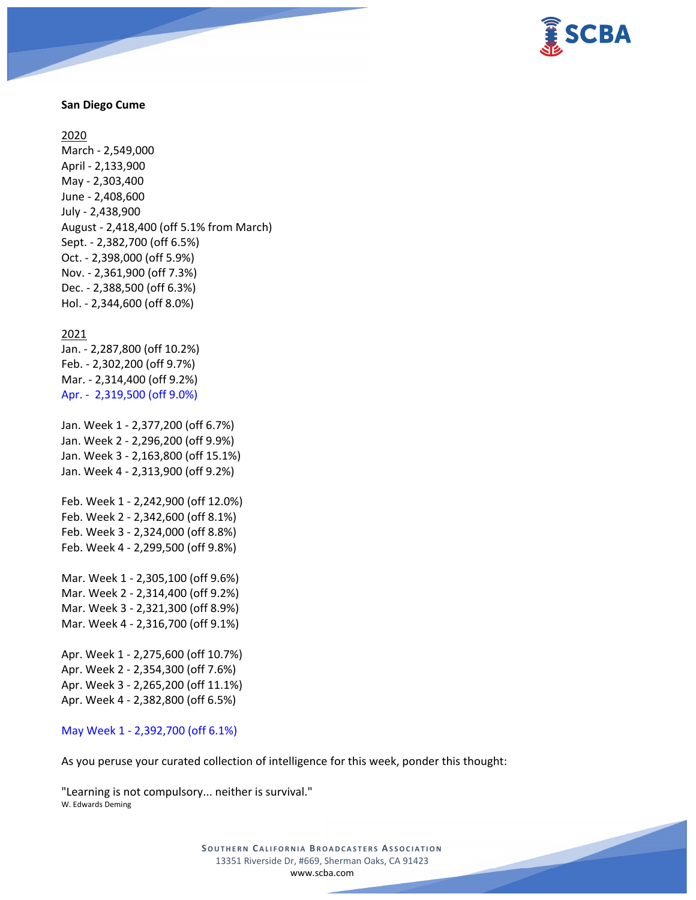**San Diego Cume**

2020
March - 2,549,000
April - 2,133,900
May - 2,303,400
June - 2,408,600
July - 2,438,900
August - 2,418,400 (off 5.1% from March)
Sept. - 2,382,700 (off 6.5%)
Oct. - 2,398,000 (off 5.9%)
Nov. - 2,361,900 (off 7.3%)
Dec. - 2,388,500 (off 6.3%)
Hol. - 2,344,600 (off 8.0%)

2021
Jan. - 2,287,800 (off 10.2%)
Feb. - 2,302,200 (off 9.7%)
Mar. - 2,314,400 (off 9.2%)
Apr. - 2,319,500 (off 9.0%)

Jan. Week 1 - 2,377,200 (off 6.7%)
Jan. Week 2 - 2,296,200 (off 9.9%)
Jan. Week 3 - 2,163,800 (off 15.1%)
Jan. Week 4 - 2,313,900 (off 9.2%)

Feb. Week 1 - 2,242,900 (off 12.0%)
Feb. Week 2 - 2,342,600 (off 8.1%)
Feb. Week 3 - 2,324,000 (off 8.8%)
Feb. Week 4 - 2,299,500 (off 9.8%)

Mar. Week 1 - 2,305,100 (off 9.6%)
Mar. Week 2 - 2,314,400 (off 9.2%)
Mar. Week 3 - 2,321,300 (off 8.9%)
Mar. Week 4 - 2,316,700 (off 9.1%)

Apr. Week 1 - 2,275,600 (off 10.7%)
Apr. Week 2 - 2,354,300 (off 7.6%)
Apr. Week 3 - 2,265,200 (off 11.1%)
Apr. Week 4 - 2,382,800 (off 6.5%)

May Week 1 - 2,392,700 (off 6.1%)

As you peruse your curated collection of intelligence for this week, ponder this thought:

"Learning is not compulsory... neither is survival."
W. Edwards Deming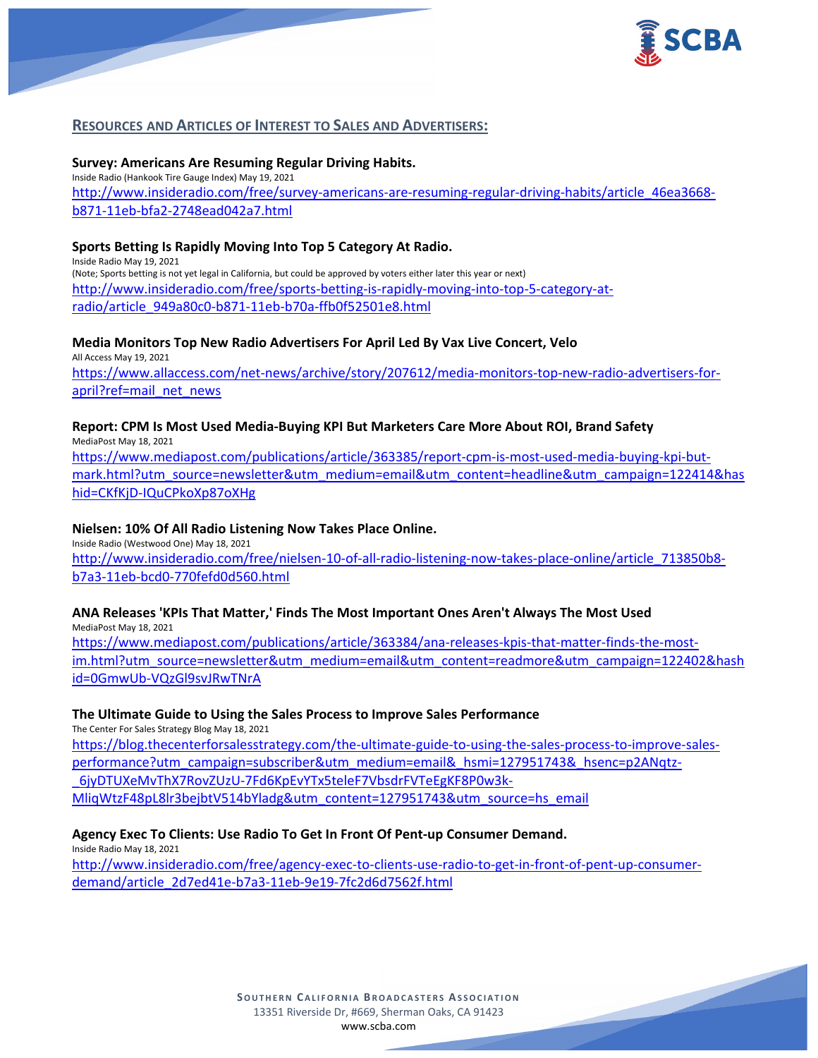## RESOURCES AND ARTICLES OF INTEREST TO SALES AND ADVERTISERS:

**Survey: Americans Are Resuming Regular Driving Habits.**
Inside Radio (Hankook Tire Gauge Index) May 19, 2021
http://www.insideradio.com/free/survey-americans-are-resuming-regular-driving-habits/article_46ea3668-b871-11eb-bfa2-2748ead042a7.html

**Sports Betting Is Rapidly Moving Into Top 5 Category At Radio.**
Inside Radio May 19, 2021
(Note; Sports betting is not yet legal in California, but could be approved by voters either later this year or next)
http://www.insideradio.com/free/sports-betting-is-rapidly-moving-into-top-5-category-at-radio/article_949a80c0-b871-11eb-b70a-ffb0f52501e8.html

**Media Monitors Top New Radio Advertisers For April Led By Vax Live Concert, Velo**
All Access May 19, 2021
https://www.allaccess.com/net-news/archive/story/207612/media-monitors-top-new-radio-advertisers-for-april?ref=mail_net_news

**Report: CPM Is Most Used Media-Buying KPI But Marketers Care More About ROI, Brand Safety**
MediaPost May 18, 2021
https://www.mediapost.com/publications/article/363385/report-cpm-is-most-used-media-buying-kpi-but-mark.html?utm_source=newsletter&utm_medium=email&utm_content=headline&utm_campaign=122414&hashid=CKfKjD-IQuCPkoXp87oXHg

**Nielsen: 10% Of All Radio Listening Now Takes Place Online.**
Inside Radio (Westwood One) May 18, 2021
http://www.insideradio.com/free/nielsen-10-of-all-radio-listening-now-takes-place-online/article_713850b8-b7a3-11eb-bcd0-770fefd0d560.html

**ANA Releases 'KPIs That Matter,' Finds The Most Important Ones Aren't Always The Most Used**
MediaPost May 18, 2021
https://www.mediapost.com/publications/article/363384/ana-releases-kpis-that-matter-finds-the-most-im.html?utm_source=newsletter&utm_medium=email&utm_content=readmore&utm_campaign=122402&hashid=0GmwUb-VQzGl9svJRwTNrA

**The Ultimate Guide to Using the Sales Process to Improve Sales Performance**
The Center For Sales Strategy Blog May 18, 2021
https://blog.thecenterforsalesstrategy.com/the-ultimate-guide-to-using-the-sales-process-to-improve-sales-performance?utm_campaign=subscriber&utm_medium=email&_hsmi=127951743&_hsenc=p2ANqtz-_6jyDTUXeMvThX7RovZUzU-7Fd6KpEvYTx5teleF7VbsdrFVTeEgKF8P0w3k-MliqWtzF48pL8lr3bejbtV514bYladg&utm_content=127951743&utm_source=hs_email

**Agency Exec To Clients: Use Radio To Get In Front Of Pent-up Consumer Demand.**
Inside Radio May 18, 2021
http://www.insideradio.com/free/agency-exec-to-clients-use-radio-to-get-in-front-of-pent-up-consumer-demand/article_2d7ed41e-b7a3-11eb-9e19-7fc2d6d7562f.html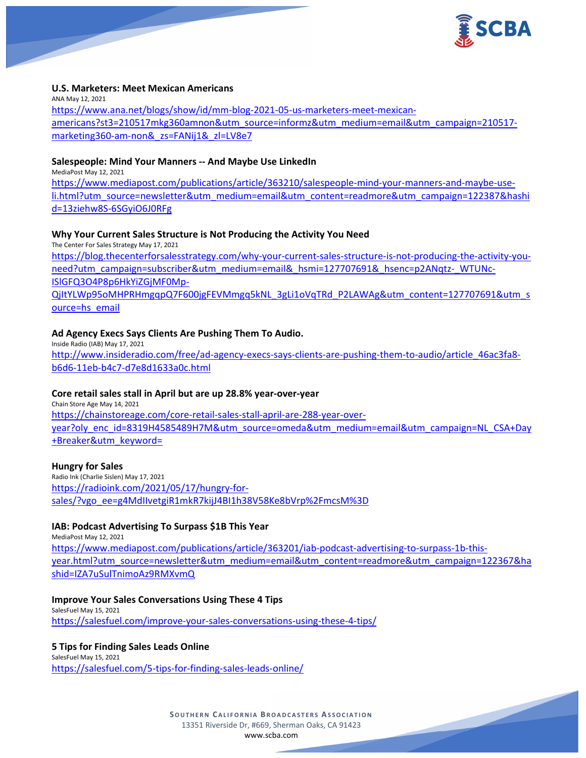**U.S. Marketers: Meet Mexican Americans**
ANA May 12, 2021
https://www.ana.net/blogs/show/id/mm-blog-2021-05-us-marketers-meet-mexican-americans?st3=210517mkg360amnon&utm_source=informz&utm_medium=email&utm_campaign=210517-marketing360-am-non&_zs=FANij1&_zl=LV8e7

**Salespeople: Mind Your Manners -- And Maybe Use LinkedIn**
MediaPost May 12, 2021
https://www.mediapost.com/publications/article/363210/salespeople-mind-your-manners-and-maybe-use-li.html?utm_source=newsletter&utm_medium=email&utm_content=readmore&utm_campaign=122387&hashid=13ziehw8S-6SGyiO6J0RFg

**Why Your Current Sales Structure is Not Producing the Activity You Need**
The Center For Sales Strategy May 17, 2021
https://blog.thecenterforsalesstrategy.com/why-your-current-sales-structure-is-not-producing-the-activity-you-need?utm_campaign=subscriber&utm_medium=email&_hsmi=127707691&_hsenc=p2ANqtz-_WTUNc-ISlGFQ3O4P8p6HkYiZGjMF0Mp-QjltYLWp95oMHPRHmgqpQ7F600jgFEVMmgq5kNL_3gLi1oVqTRd_P2LAWAg&utm_content=127707691&utm_source=hs_email

**Ad Agency Execs Says Clients Are Pushing Them To Audio.**
Inside Radio (IAB) May 17, 2021
http://www.insideradio.com/free/ad-agency-execs-says-clients-are-pushing-them-to-audio/article_46ac3fa8-b6d6-11eb-b4c7-d7e8d1633a0c.html

**Core retail sales stall in April but are up 28.8% year-over-year**
Chain Store Age May 14, 2021
https://chainstoreage.com/core-retail-sales-stall-april-are-288-year-over-year?oly_enc_id=8319H4585489H7M&utm_source=omeda&utm_medium=email&utm_campaign=NL_CSA+Day+Breaker&utm_keyword=

**Hungry for Sales**
Radio Ink (Charlie Sislen) May 17, 2021
https://radioink.com/2021/05/17/hungry-for-sales/?vgo_ee=g4MdIlvetgiR1mkR7kijJ4BI1h38V58Ke8bVrp%2FmcsM%3D

**IAB: Podcast Advertising To Surpass $1B This Year**
MediaPost May 12, 2021
https://www.mediapost.com/publications/article/363201/iab-podcast-advertising-to-surpass-1b-this-year.html?utm_source=newsletter&utm_medium=email&utm_content=readmore&utm_campaign=122367&hashid=IZA7uSulTnimoAz9RMXvmQ

**Improve Your Sales Conversations Using These 4 Tips**
SalesFuel May 15, 2021
https://salesfuel.com/improve-your-sales-conversations-using-these-4-tips/

**5 Tips for Finding Sales Leads Online**
SalesFuel May 15, 2021
https://salesfuel.com/5-tips-for-finding-sales-leads-online/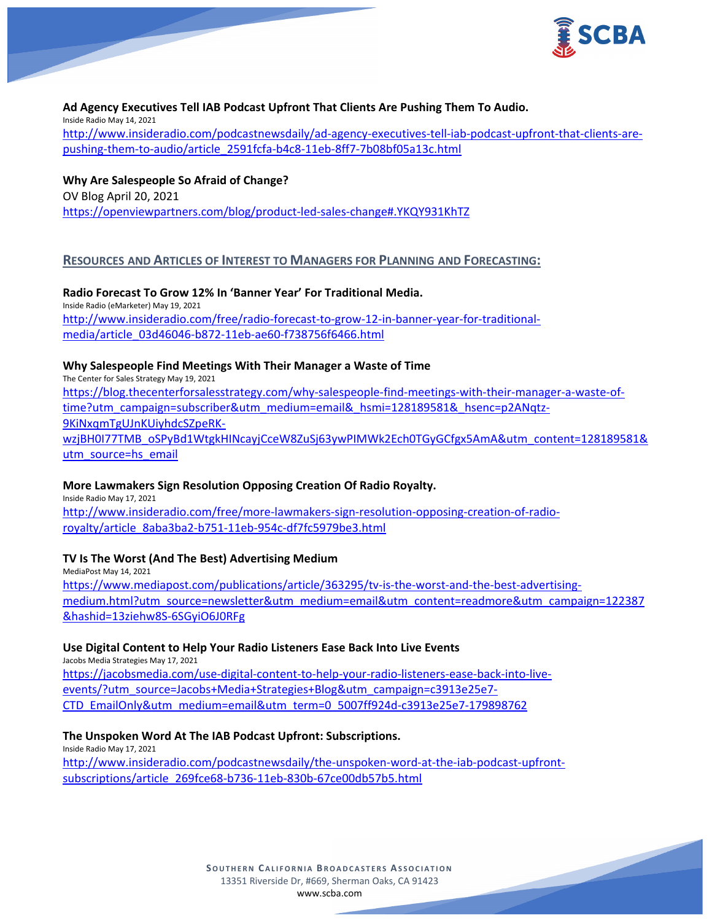**Ad Agency Executives Tell IAB Podcast Upfront That Clients Are Pushing Them To Audio.**
Inside Radio May 14, 2021
http://www.insideradio.com/podcastnewsdaily/ad-agency-executives-tell-iab-podcast-upfront-that-clients-are-pushing-them-to-audio/article_2591fcfa-b4c8-11eb-8ff7-7b08bf05a13c.html

**Why Are Salespeople So Afraid of Change?**
OV Blog April 20, 2021
https://openviewpartners.com/blog/product-led-sales-change#.YKQY931KhTZ

## RESOURCES AND ARTICLES OF INTEREST TO MANAGERS FOR PLANNING AND FORECASTING:

**Radio Forecast To Grow 12% In 'Banner Year' For Traditional Media.**
Inside Radio (eMarketer) May 19, 2021
http://www.insideradio.com/free/radio-forecast-to-grow-12-in-banner-year-for-traditional-media/article_03d46046-b872-11eb-ae60-f738756f6466.html

**Why Salespeople Find Meetings With Their Manager a Waste of Time**
The Center for Sales Strategy May 19, 2021
https://blog.thecenterforsalesstrategy.com/why-salespeople-find-meetings-with-their-manager-a-waste-of-time?utm_campaign=subscriber&utm_medium=email&_hsmi=128189581&_hsenc=p2ANqtz-9KiNxqmTgUJnKUiyhdcSZpeRK-wzjBH0I77TMB_oSPyBd1WtgkHINcayjCceW8ZuSj63ywPIMWk2Ech0TGyGCfgx5AmA&utm_content=128189581&utm_source=hs_email

**More Lawmakers Sign Resolution Opposing Creation Of Radio Royalty.**
Inside Radio May 17, 2021
http://www.insideradio.com/free/more-lawmakers-sign-resolution-opposing-creation-of-radio-royalty/article_8aba3ba2-b751-11eb-954c-df7fc5979be3.html

**TV Is The Worst (And The Best) Advertising Medium**
MediaPost May 14, 2021
https://www.mediapost.com/publications/article/363295/tv-is-the-worst-and-the-best-advertising-medium.html?utm_source=newsletter&utm_medium=email&utm_content=readmore&utm_campaign=122387&hashid=13ziehw8S-6SGyiO6J0RFg

**Use Digital Content to Help Your Radio Listeners Ease Back Into Live Events**
Jacobs Media Strategies May 17, 2021
https://jacobsmedia.com/use-digital-content-to-help-your-radio-listeners-ease-back-into-live-events/?utm_source=Jacobs+Media+Strategies+Blog&utm_campaign=c3913e25e7-CTD_EmailOnly&utm_medium=email&utm_term=0_5007ff924d-c3913e25e7-179898762

**The Unspoken Word At The IAB Podcast Upfront: Subscriptions.**
Inside Radio May 17, 2021
http://www.insideradio.com/podcastnewsdaily/the-unspoken-word-at-the-iab-podcast-upfront-subscriptions/article_269fce68-b736-11eb-830b-67ce00db57b5.html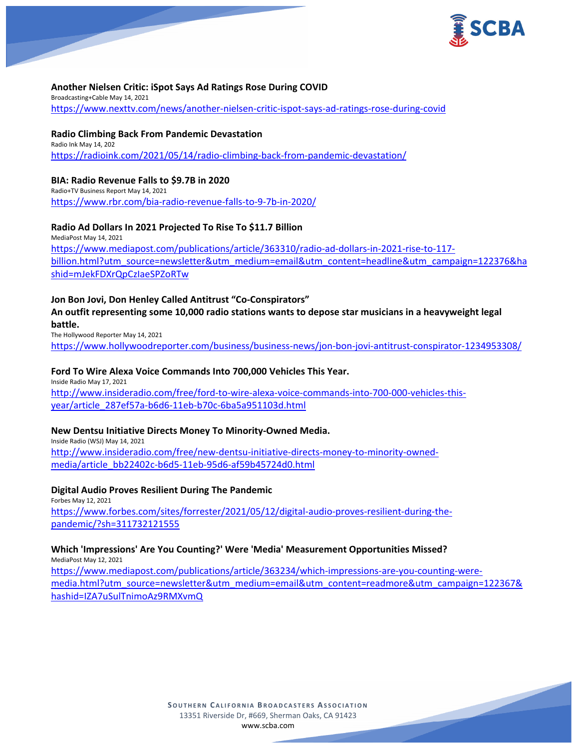**Another Nielsen Critic: iSpot Says Ad Ratings Rose During COVID**
Broadcasting+Cable May 14, 2021
https://www.nexttv.com/news/another-nielsen-critic-ispot-says-ad-ratings-rose-during-covid

**Radio Climbing Back From Pandemic Devastation**
Radio Ink May 14, 202
https://radioink.com/2021/05/14/radio-climbing-back-from-pandemic-devastation/

**BIA: Radio Revenue Falls to $9.7B in 2020**
Radio+TV Business Report May 14, 2021
https://www.rbr.com/bia-radio-revenue-falls-to-9-7b-in-2020/

**Radio Ad Dollars In 2021 Projected To Rise To $11.7 Billion**
MediaPost May 14, 2021
https://www.mediapost.com/publications/article/363310/radio-ad-dollars-in-2021-rise-to-117-billion.html?utm_source=newsletter&utm_medium=email&utm_content=headline&utm_campaign=122376&hashid=mJekFDXrQpCzIaeSPZoRTw

**Jon Bon Jovi, Don Henley Called Antitrust "Co-Conspirators"**
**An outfit representing some 10,000 radio stations wants to depose star musicians in a heavyweight legal battle.**
The Hollywood Reporter May 14, 2021
https://www.hollywoodreporter.com/business/business-news/jon-bon-jovi-antitrust-conspirator-1234953308/

**Ford To Wire Alexa Voice Commands Into 700,000 Vehicles This Year.**
Inside Radio May 17, 2021
http://www.insideradio.com/free/ford-to-wire-alexa-voice-commands-into-700-000-vehicles-this-year/article_287ef57a-b6d6-11eb-b70c-6ba5a951103d.html

**New Dentsu Initiative Directs Money To Minority-Owned Media.**
Inside Radio (WSJ) May 14, 2021
http://www.insideradio.com/free/new-dentsu-initiative-directs-money-to-minority-owned-media/article_bb22402c-b6d5-11eb-95d6-af59b45724d0.html

**Digital Audio Proves Resilient During The Pandemic**
Forbes May 12, 2021
https://www.forbes.com/sites/forrester/2021/05/12/digital-audio-proves-resilient-during-the-pandemic/?sh=311732121555

**Which 'Impressions' Are You Counting?' Were 'Media' Measurement Opportunities Missed?**
MediaPost May 12, 2021
https://www.mediapost.com/publications/article/363234/which-impressions-are-you-counting-were-media.html?utm_source=newsletter&utm_medium=email&utm_content=readmore&utm_campaign=122367&hashid=IZA7uSulTnimoAz9RMXvmQ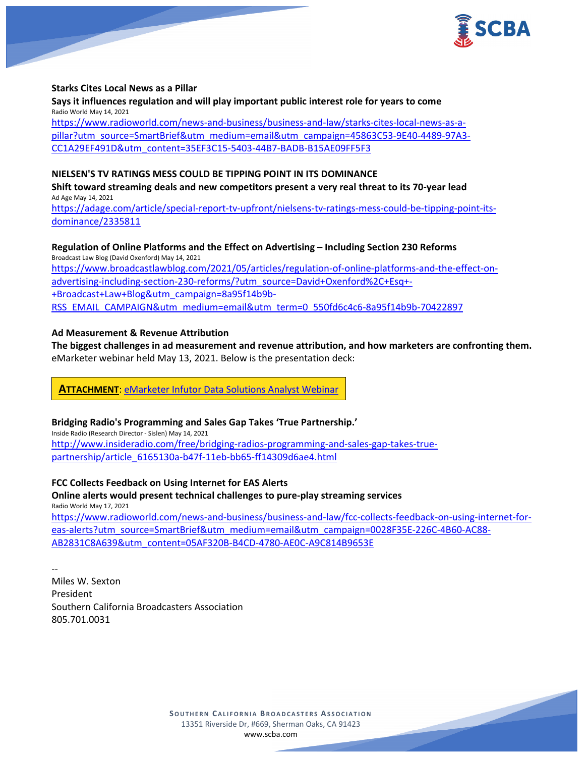**Starks Cites Local News as a Pillar**

**Says it influences regulation and will play important public interest role for years to come**

Radio World May 14, 2021

https://www.radioworld.com/news-and-business/business-and-law/starks-cites-local-news-as-a-pillar?utm_source=SmartBrief&utm_medium=email&utm_campaign=45863C53-9E40-4489-97A3-CC1A29EF491D&utm_content=35EF3C15-5403-44B7-BADB-B15AE09FF5F3

**NIELSEN'S TV RATINGS MESS COULD BE TIPPING POINT IN ITS DOMINANCE**

**Shift toward streaming deals and new competitors present a very real threat to its 70-year lead**

Ad Age May 14, 2021

https://adage.com/article/special-report-tv-upfront/nielsens-tv-ratings-mess-could-be-tipping-point-its-dominance/2335811

**Regulation of Online Platforms and the Effect on Advertising – Including Section 230 Reforms**

Broadcast Law Blog (David Oxenford) May 14, 2021

https://www.broadcastlawblog.com/2021/05/articles/regulation-of-online-platforms-and-the-effect-on-advertising-including-section-230-reforms/?utm_source=David+Oxenford%2C+Esq+-+Broadcast+Law+Blog&utm_campaign=8a95f14b9b-RSS_EMAIL_CAMPAIGN&utm_medium=email&utm_term=0_550fd6c4c6-8a95f14b9b-70422897

**Ad Measurement & Revenue Attribution**

**The biggest challenges in ad measurement and revenue attribution, and how marketers are confronting them.**

eMarketer webinar held May 13, 2021. Below is the presentation deck:

**ATTACHMENT**: eMarketer Infutor Data Solutions Analyst Webinar

**Bridging Radio's Programming and Sales Gap Takes 'True Partnership.'**

Inside Radio (Research Director - Sislen) May 14, 2021

http://www.insideradio.com/free/bridging-radios-programming-and-sales-gap-takes-true-partnership/article_6165130a-b47f-11eb-bb65-ff14309d6ae4.html

**FCC Collects Feedback on Using Internet for EAS Alerts**

**Online alerts would present technical challenges to pure-play streaming services**

Radio World May 17, 2021

https://www.radioworld.com/news-and-business/business-and-law/fcc-collects-feedback-on-using-internet-for-eas-alerts?utm_source=SmartBrief&utm_medium=email&utm_campaign=0028F35E-226C-4B60-AC88-AB2831C8A639&utm_content=05AF320B-B4CD-4780-AE0C-A9C814B9653E

--

Miles W. Sexton
President
Southern California Broadcasters Association
805.701.0031